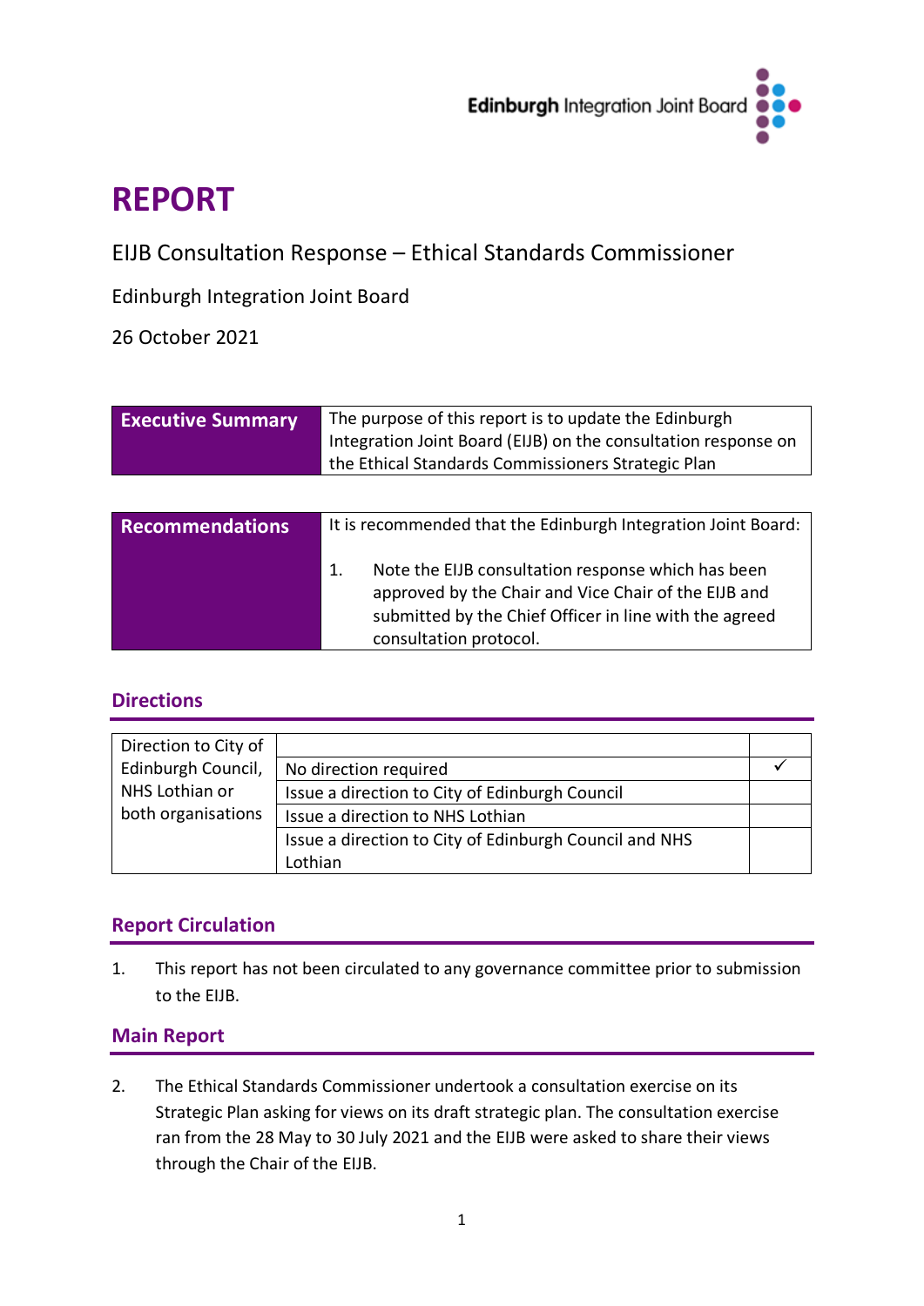# REPORT

EIJB Consultation Response – Ethical Standards Commissioner

Edinburgh Integration Joint Board

26 October 2021

| **Executive Summary** | The purpose of this report is to update the Edinburgh Integration Joint Board (EIJB) on the consultation response on the Ethical Standards Commissioners Strategic Plan |
|---|---|

| **Recommendations** | It is recommended that the Edinburgh Integration Joint Board:<br><br>1. Note the EIJB consultation response which has been approved by the Chair and Vice Chair of the EIJB and submitted by the Chief Officer in line with the agreed consultation protocol. |
|---|---|

## Directions

| Direction to City of Edinburgh Council, NHS Lothian or both organisations | | |
|---|---|---|
| | No direction required | ✓ |
| | Issue a direction to City of Edinburgh Council | |
| | Issue a direction to NHS Lothian | |
| | Issue a direction to City of Edinburgh Council and NHS Lothian | |

## Report Circulation

1. This report has not been circulated to any governance committee prior to submission to the EIJB.

## Main Report

2. The Ethical Standards Commissioner undertook a consultation exercise on its Strategic Plan asking for views on its draft strategic plan. The consultation exercise ran from the 28 May to 30 July 2021 and the EIJB were asked to share their views through the Chair of the EIJB.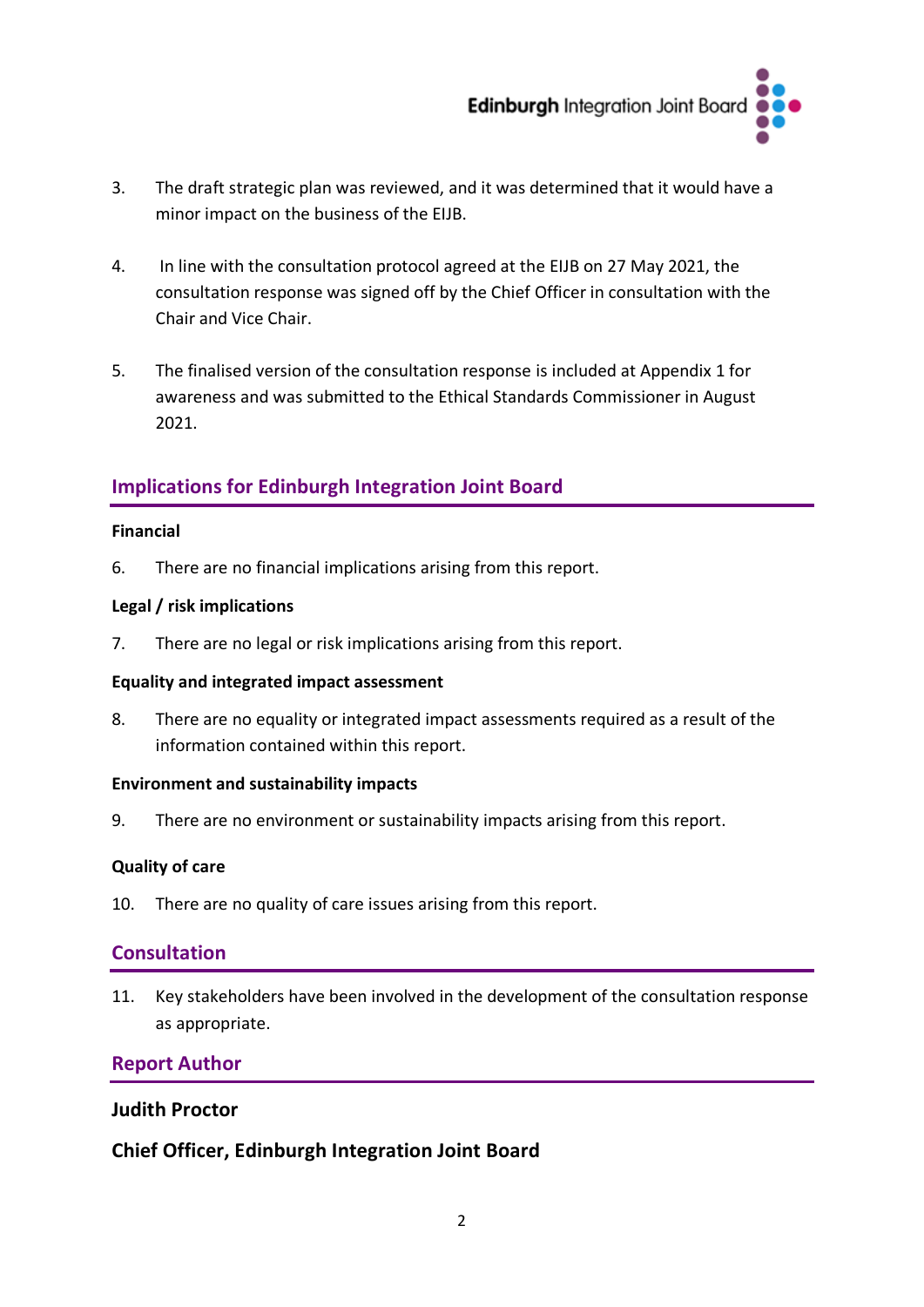3. The draft strategic plan was reviewed, and it was determined that it would have a minor impact on the business of the EIJB.

4. In line with the consultation protocol agreed at the EIJB on 27 May 2021, the consultation response was signed off by the Chief Officer in consultation with the Chair and Vice Chair.

5. The finalised version of the consultation response is included at Appendix 1 for awareness and was submitted to the Ethical Standards Commissioner in August 2021.

## Implications for Edinburgh Integration Joint Board

**Financial**

6. There are no financial implications arising from this report.

**Legal / risk implications**

7. There are no legal or risk implications arising from this report.

**Equality and integrated impact assessment**

8. There are no equality or integrated impact assessments required as a result of the information contained within this report.

**Environment and sustainability impacts**

9. There are no environment or sustainability impacts arising from this report.

**Quality of care**

10. There are no quality of care issues arising from this report.

## Consultation

11. Key stakeholders have been involved in the development of the consultation response as appropriate.

## Report Author

**Judith Proctor**

**Chief Officer, Edinburgh Integration Joint Board**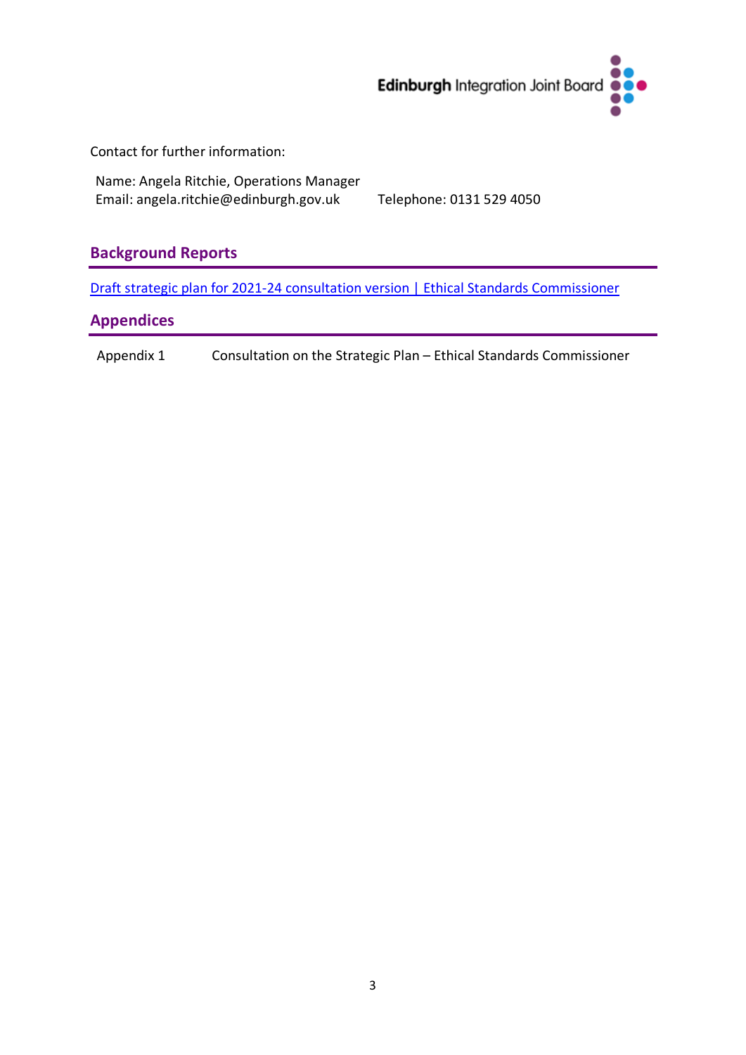Contact for further information:

Name: Angela Ritchie, Operations Manager
Email: angela.ritchie@edinburgh.gov.uk Telephone: 0131 529 4050

## Background Reports

Draft strategic plan for 2021-24 consultation version | Ethical Standards Commissioner

## Appendices

| | |
|---|---|
| Appendix 1 | Consultation on the Strategic Plan – Ethical Standards Commissioner |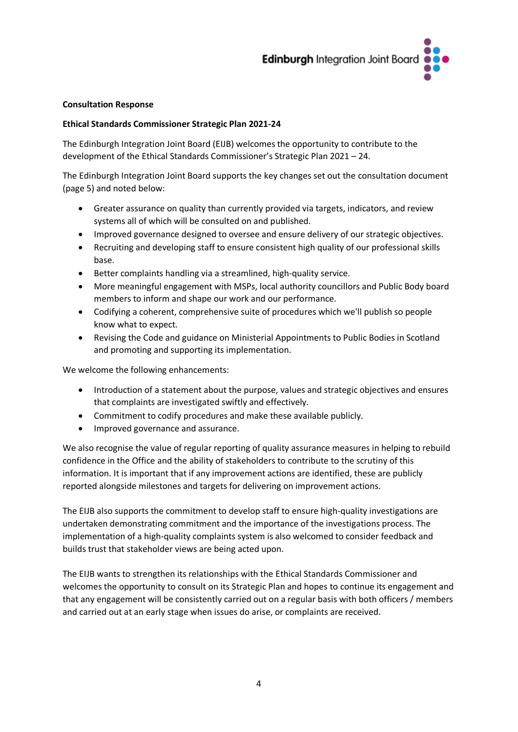**Consultation Response**

**Ethical Standards Commissioner Strategic Plan 2021-24**

The Edinburgh Integration Joint Board (EIJB) welcomes the opportunity to contribute to the development of the Ethical Standards Commissioner's Strategic Plan 2021 – 24.

The Edinburgh Integration Joint Board supports the key changes set out the consultation document (page 5) and noted below:

- Greater assurance on quality than currently provided via targets, indicators, and review systems all of which will be consulted on and published.
- Improved governance designed to oversee and ensure delivery of our strategic objectives.
- Recruiting and developing staff to ensure consistent high quality of our professional skills base.
- Better complaints handling via a streamlined, high-quality service.
- More meaningful engagement with MSPs, local authority councillors and Public Body board members to inform and shape our work and our performance.
- Codifying a coherent, comprehensive suite of procedures which we'll publish so people know what to expect.
- Revising the Code and guidance on Ministerial Appointments to Public Bodies in Scotland and promoting and supporting its implementation.

We welcome the following enhancements:

- Introduction of a statement about the purpose, values and strategic objectives and ensures that complaints are investigated swiftly and effectively.
- Commitment to codify procedures and make these available publicly.
- Improved governance and assurance.

We also recognise the value of regular reporting of quality assurance measures in helping to rebuild confidence in the Office and the ability of stakeholders to contribute to the scrutiny of this information. It is important that if any improvement actions are identified, these are publicly reported alongside milestones and targets for delivering on improvement actions.

The EIJB also supports the commitment to develop staff to ensure high-quality investigations are undertaken demonstrating commitment and the importance of the investigations process. The implementation of a high-quality complaints system is also welcomed to consider feedback and builds trust that stakeholder views are being acted upon.

The EIJB wants to strengthen its relationships with the Ethical Standards Commissioner and welcomes the opportunity to consult on its Strategic Plan and hopes to continue its engagement and that any engagement will be consistently carried out on a regular basis with both officers / members and carried out at an early stage when issues do arise, or complaints are received.